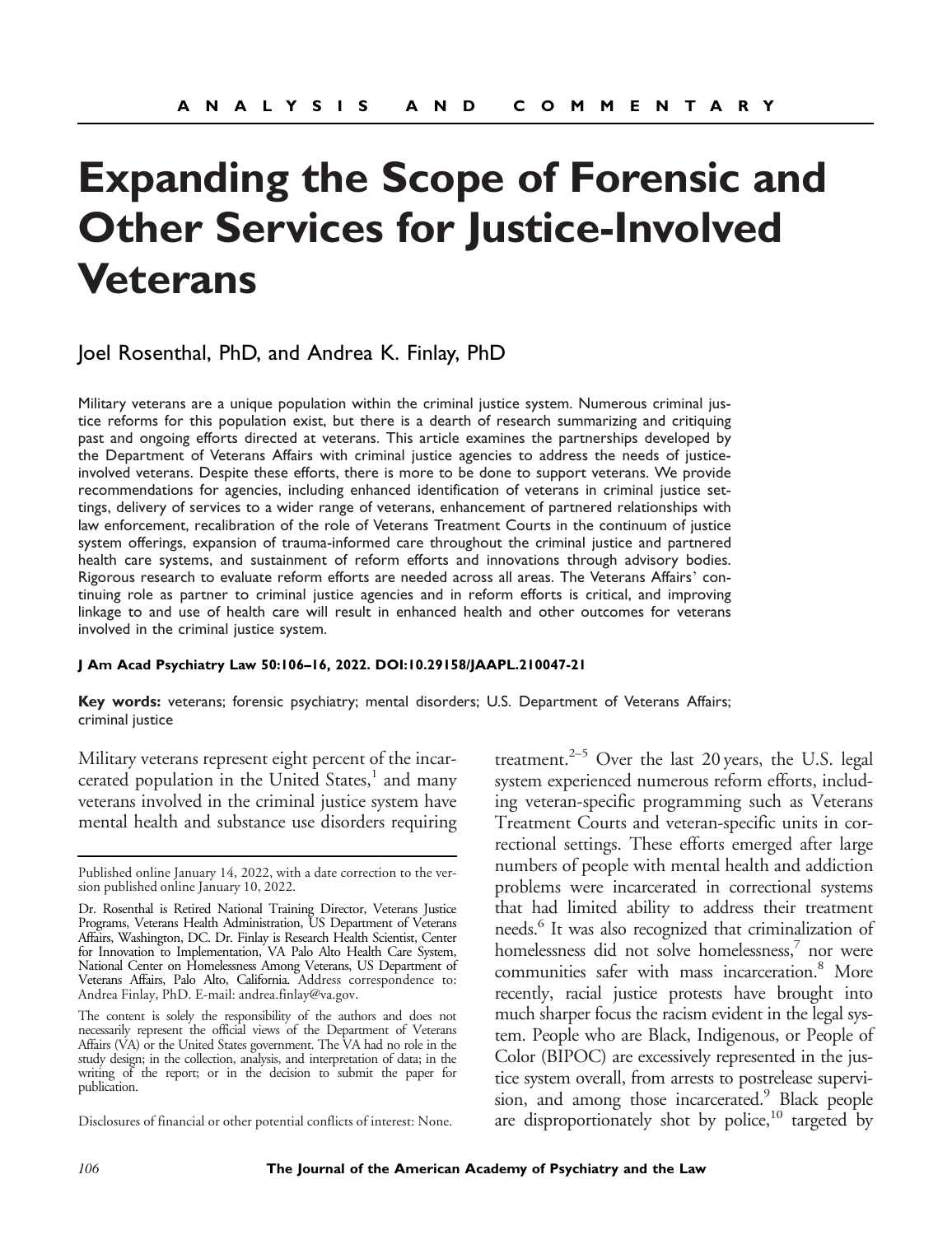ANALYSIS AND COMMENTARY

# Expanding the Scope of Forensic and Other Services for Justice-Involved Veterans

Joel Rosenthal, PhD, and Andrea K. Finlay, PhD

Military veterans are a unique population within the criminal justice system. Numerous criminal justice reforms for this population exist, but there is a dearth of research summarizing and critiquing past and ongoing efforts directed at veterans. This article examines the partnerships developed by the Department of Veterans Affairs with criminal justice agencies to address the needs of justice-involved veterans. Despite these efforts, there is more to be done to support veterans. We provide recommendations for agencies, including enhanced identification of veterans in criminal justice settings, delivery of services to a wider range of veterans, enhancement of partnered relationships with law enforcement, recalibration of the role of Veterans Treatment Courts in the continuum of justice system offerings, expansion of trauma-informed care throughout the criminal justice and partnered health care systems, and sustainment of reform efforts and innovations through advisory bodies. Rigorous research to evaluate reform efforts are needed across all areas. The Veterans Affairs' continuing role as partner to criminal justice agencies and in reform efforts is critical, and improving linkage to and use of health care will result in enhanced health and other outcomes for veterans involved in the criminal justice system.

**J Am Acad Psychiatry Law 50:106–16, 2022. DOI:10.29158/JAAPL.210047-21**

**Key words:** veterans; forensic psychiatry; mental disorders; U.S. Department of Veterans Affairs; criminal justice

Military veterans represent eight percent of the incarcerated population in the United States,[1] and many veterans involved in the criminal justice system have mental health and substance use disorders requiring treatment.[2–5] Over the last 20 years, the U.S. legal system experienced numerous reform efforts, including veteran-specific programming such as Veterans Treatment Courts and veteran-specific units in correctional settings. These efforts emerged after large numbers of people with mental health and addiction problems were incarcerated in correctional systems that had limited ability to address their treatment needs.[6] It was also recognized that criminalization of homelessness did not solve homelessness,[7] nor were communities safer with mass incarceration.[8] More recently, racial justice protests have brought into much sharper focus the racism evident in the legal system. People who are Black, Indigenous, or People of Color (BIPOC) are excessively represented in the justice system overall, from arrests to postrelease supervision, and among those incarcerated.[9] Black people are disproportionately shot by police,[10] targeted by

Published online January 14, 2022, with a date correction to the version published online January 10, 2022.

Dr. Rosenthal is Retired National Training Director, Veterans Justice Programs, Veterans Health Administration, US Department of Veterans Affairs, Washington, DC. Dr. Finlay is Research Health Scientist, Center for Innovation to Implementation, VA Palo Alto Health Care System, National Center on Homelessness Among Veterans, US Department of Veterans Affairs, Palo Alto, California. Address correspondence to: Andrea Finlay, PhD. E-mail: andrea.finlay@va.gov.

The content is solely the responsibility of the authors and does not necessarily represent the official views of the Department of Veterans Affairs (VA) or the United States government. The VA had no role in the study design; in the collection, analysis, and interpretation of data; in the writing of the report; or in the decision to submit the paper for publication.

Disclosures of financial or other potential conflicts of interest: None.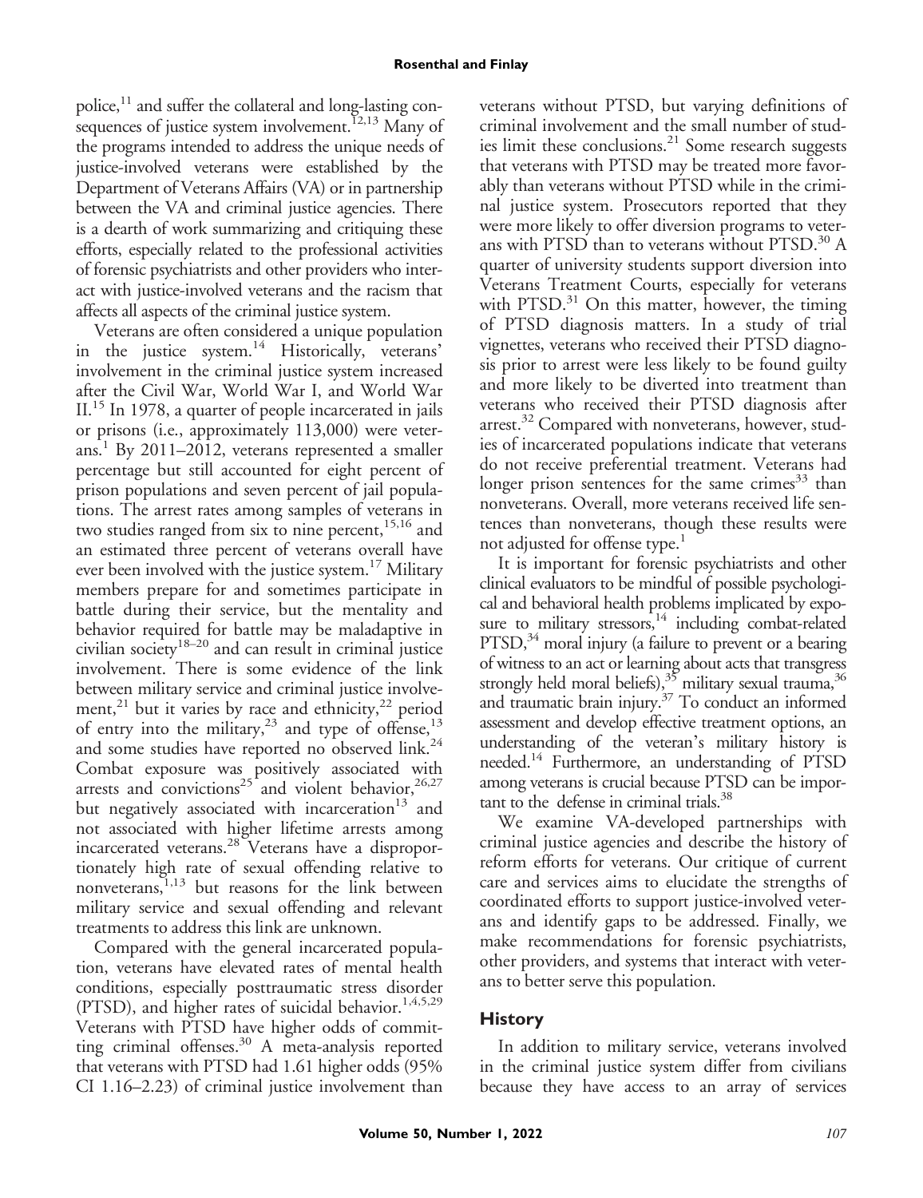police,[11] and suffer the collateral and long-lasting consequences of justice system involvement.[12,13] Many of the programs intended to address the unique needs of justice-involved veterans were established by the Department of Veterans Affairs (VA) or in partnership between the VA and criminal justice agencies. There is a dearth of work summarizing and critiquing these efforts, especially related to the professional activities of forensic psychiatrists and other providers who interact with justice-involved veterans and the racism that affects all aspects of the criminal justice system.

Veterans are often considered a unique population in the justice system.[14] Historically, veterans' involvement in the criminal justice system increased after the Civil War, World War I, and World War II.[15] In 1978, a quarter of people incarcerated in jails or prisons (i.e., approximately 113,000) were veterans.[1] By 2011–2012, veterans represented a smaller percentage but still accounted for eight percent of prison populations and seven percent of jail populations. The arrest rates among samples of veterans in two studies ranged from six to nine percent,[15,16] and an estimated three percent of veterans overall have ever been involved with the justice system.[17] Military members prepare for and sometimes participate in battle during their service, but the mentality and behavior required for battle may be maladaptive in civilian society[18–20] and can result in criminal justice involvement. There is some evidence of the link between military service and criminal justice involvement,[21] but it varies by race and ethnicity,[22] period of entry into the military,[23] and type of offense,[13] and some studies have reported no observed link.[24] Combat exposure was positively associated with arrests and convictions[25] and violent behavior,[26,27] but negatively associated with incarceration[13] and not associated with higher lifetime arrests among incarcerated veterans.[28] Veterans have a disproportionately high rate of sexual offending relative to nonveterans,[1,13] but reasons for the link between military service and sexual offending and relevant treatments to address this link are unknown.

Compared with the general incarcerated population, veterans have elevated rates of mental health conditions, especially posttraumatic stress disorder (PTSD), and higher rates of suicidal behavior.[1,4,5,29] Veterans with PTSD have higher odds of committing criminal offenses.[30] A meta-analysis reported that veterans with PTSD had 1.61 higher odds (95% CI 1.16–2.23) of criminal justice involvement than veterans without PTSD, but varying definitions of criminal involvement and the small number of studies limit these conclusions.[21] Some research suggests that veterans with PTSD may be treated more favorably than veterans without PTSD while in the criminal justice system. Prosecutors reported that they were more likely to offer diversion programs to veterans with PTSD than to veterans without PTSD.[30] A quarter of university students support diversion into Veterans Treatment Courts, especially for veterans with PTSD.[31] On this matter, however, the timing of PTSD diagnosis matters. In a study of trial vignettes, veterans who received their PTSD diagnosis prior to arrest were less likely to be found guilty and more likely to be diverted into treatment than veterans who received their PTSD diagnosis after arrest.[32] Compared with nonveterans, however, studies of incarcerated populations indicate that veterans do not receive preferential treatment. Veterans had longer prison sentences for the same crimes[33] than nonveterans. Overall, more veterans received life sentences than nonveterans, though these results were not adjusted for offense type.[1]

It is important for forensic psychiatrists and other clinical evaluators to be mindful of possible psychological and behavioral health problems implicated by exposure to military stressors,[14] including combat-related PTSD,[34] moral injury (a failure to prevent or a bearing of witness to an act or learning about acts that transgress strongly held moral beliefs),[35] military sexual trauma,[36] and traumatic brain injury.[37] To conduct an informed assessment and develop effective treatment options, an understanding of the veteran's military history is needed.[14] Furthermore, an understanding of PTSD among veterans is crucial because PTSD can be important to the defense in criminal trials.[38]

We examine VA-developed partnerships with criminal justice agencies and describe the history of reform efforts for veterans. Our critique of current care and services aims to elucidate the strengths of coordinated efforts to support justice-involved veterans and identify gaps to be addressed. Finally, we make recommendations for forensic psychiatrists, other providers, and systems that interact with veterans to better serve this population.

## History

In addition to military service, veterans involved in the criminal justice system differ from civilians because they have access to an array of services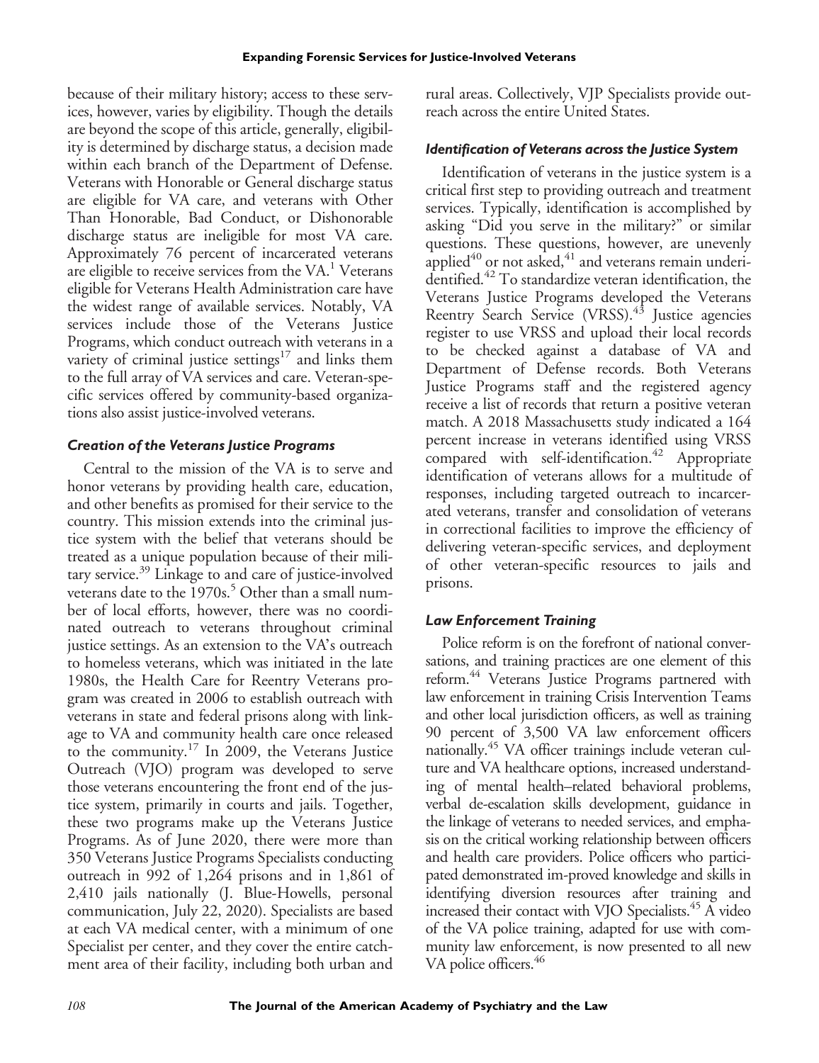because of their military history; access to these services, however, varies by eligibility. Though the details are beyond the scope of this article, generally, eligibility is determined by discharge status, a decision made within each branch of the Department of Defense. Veterans with Honorable or General discharge status are eligible for VA care, and veterans with Other Than Honorable, Bad Conduct, or Dishonorable discharge status are ineligible for most VA care. Approximately 76 percent of incarcerated veterans are eligible to receive services from the VA.[1] Veterans eligible for Veterans Health Administration care have the widest range of available services. Notably, VA services include those of the Veterans Justice Programs, which conduct outreach with veterans in a variety of criminal justice settings[17] and links them to the full array of VA services and care. Veteran-specific services offered by community-based organizations also assist justice-involved veterans.

### *Creation of the Veterans Justice Programs*

Central to the mission of the VA is to serve and honor veterans by providing health care, education, and other benefits as promised for their service to the country. This mission extends into the criminal justice system with the belief that veterans should be treated as a unique population because of their military service.[39] Linkage to and care of justice-involved veterans date to the 1970s.[5] Other than a small number of local efforts, however, there was no coordinated outreach to veterans throughout criminal justice settings. As an extension to the VA's outreach to homeless veterans, which was initiated in the late 1980s, the Health Care for Reentry Veterans program was created in 2006 to establish outreach with veterans in state and federal prisons along with linkage to VA and community health care once released to the community.[17] In 2009, the Veterans Justice Outreach (VJO) program was developed to serve those veterans encountering the front end of the justice system, primarily in courts and jails. Together, these two programs make up the Veterans Justice Programs. As of June 2020, there were more than 350 Veterans Justice Programs Specialists conducting outreach in 992 of 1,264 prisons and in 1,861 of 2,410 jails nationally (J. Blue-Howells, personal communication, July 22, 2020). Specialists are based at each VA medical center, with a minimum of one Specialist per center, and they cover the entire catchment area of their facility, including both urban and rural areas. Collectively, VJP Specialists provide outreach across the entire United States.

### *Identification of Veterans across the Justice System*

Identification of veterans in the justice system is a critical first step to providing outreach and treatment services. Typically, identification is accomplished by asking "Did you serve in the military?" or similar questions. These questions, however, are unevenly applied[40] or not asked,[41] and veterans remain underidentified.[42] To standardize veteran identification, the Veterans Justice Programs developed the Veterans Reentry Search Service (VRSS).[43] Justice agencies register to use VRSS and upload their local records to be checked against a database of VA and Department of Defense records. Both Veterans Justice Programs staff and the registered agency receive a list of records that return a positive veteran match. A 2018 Massachusetts study indicated a 164 percent increase in veterans identified using VRSS compared with self-identification.[42] Appropriate identification of veterans allows for a multitude of responses, including targeted outreach to incarcerated veterans, transfer and consolidation of veterans in correctional facilities to improve the efficiency of delivering veteran-specific services, and deployment of other veteran-specific resources to jails and prisons.

### *Law Enforcement Training*

Police reform is on the forefront of national conversations, and training practices are one element of this reform.[44] Veterans Justice Programs partnered with law enforcement in training Crisis Intervention Teams and other local jurisdiction officers, as well as training 90 percent of 3,500 VA law enforcement officers nationally.[45] VA officer trainings include veteran culture and VA healthcare options, increased understanding of mental health–related behavioral problems, verbal de-escalation skills development, guidance in the linkage of veterans to needed services, and emphasis on the critical working relationship between officers and health care providers. Police officers who participated demonstrated im-proved knowledge and skills in identifying diversion resources after training and increased their contact with VJO Specialists.[45] A video of the VA police training, adapted for use with community law enforcement, is now presented to all new VA police officers.[46]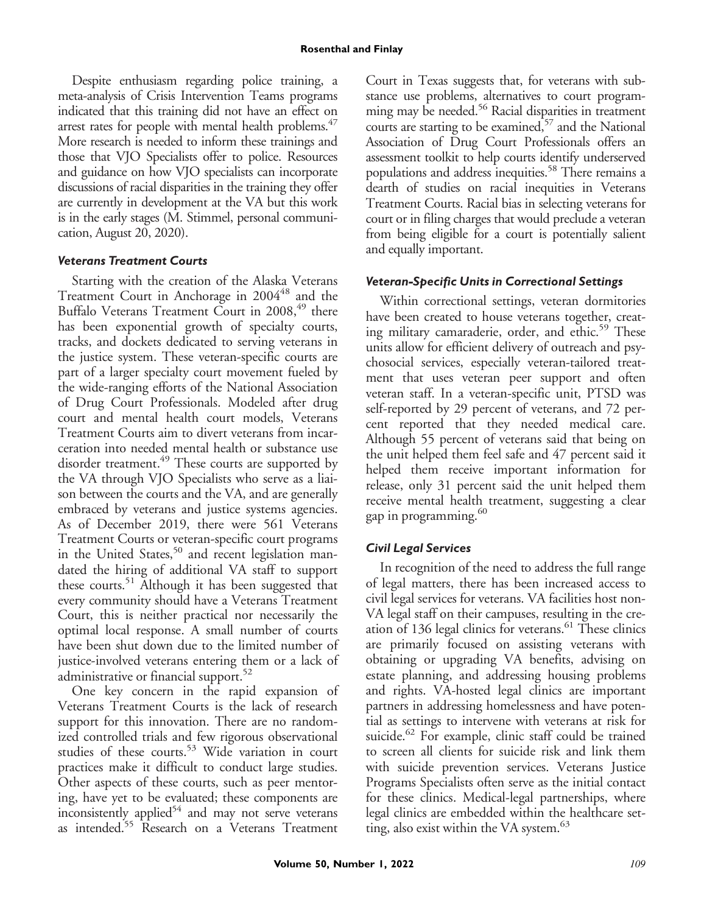Despite enthusiasm regarding police training, a meta-analysis of Crisis Intervention Teams programs indicated that this training did not have an effect on arrest rates for people with mental health problems.[47] More research is needed to inform these trainings and those that VJO Specialists offer to police. Resources and guidance on how VJO specialists can incorporate discussions of racial disparities in the training they offer are currently in development at the VA but this work is in the early stages (M. Stimmel, personal communication, August 20, 2020).

### *Veterans Treatment Courts*

Starting with the creation of the Alaska Veterans Treatment Court in Anchorage in 2004[48] and the Buffalo Veterans Treatment Court in 2008,[49] there has been exponential growth of specialty courts, tracks, and dockets dedicated to serving veterans in the justice system. These veteran-specific courts are part of a larger specialty court movement fueled by the wide-ranging efforts of the National Association of Drug Court Professionals. Modeled after drug court and mental health court models, Veterans Treatment Courts aim to divert veterans from incarceration into needed mental health or substance use disorder treatment.[49] These courts are supported by the VA through VJO Specialists who serve as a liaison between the courts and the VA, and are generally embraced by veterans and justice systems agencies. As of December 2019, there were 561 Veterans Treatment Courts or veteran-specific court programs in the United States,[50] and recent legislation mandated the hiring of additional VA staff to support these courts.[51] Although it has been suggested that every community should have a Veterans Treatment Court, this is neither practical nor necessarily the optimal local response. A small number of courts have been shut down due to the limited number of justice-involved veterans entering them or a lack of administrative or financial support.[52]

One key concern in the rapid expansion of Veterans Treatment Courts is the lack of research support for this innovation. There are no randomized controlled trials and few rigorous observational studies of these courts.[53] Wide variation in court practices make it difficult to conduct large studies. Other aspects of these courts, such as peer mentoring, have yet to be evaluated; these components are inconsistently applied[54] and may not serve veterans as intended.[55] Research on a Veterans Treatment Court in Texas suggests that, for veterans with substance use problems, alternatives to court programming may be needed.[56] Racial disparities in treatment courts are starting to be examined,[57] and the National Association of Drug Court Professionals offers an assessment toolkit to help courts identify underserved populations and address inequities.[58] There remains a dearth of studies on racial inequities in Veterans Treatment Courts. Racial bias in selecting veterans for court or in filing charges that would preclude a veteran from being eligible for a court is potentially salient and equally important.

### *Veteran-Specific Units in Correctional Settings*

Within correctional settings, veteran dormitories have been created to house veterans together, creating military camaraderie, order, and ethic.[59] These units allow for efficient delivery of outreach and psychosocial services, especially veteran-tailored treatment that uses veteran peer support and often veteran staff. In a veteran-specific unit, PTSD was self-reported by 29 percent of veterans, and 72 percent reported that they needed medical care. Although 55 percent of veterans said that being on the unit helped them feel safe and 47 percent said it helped them receive important information for release, only 31 percent said the unit helped them receive mental health treatment, suggesting a clear gap in programming.[60]

### *Civil Legal Services*

In recognition of the need to address the full range of legal matters, there has been increased access to civil legal services for veterans. VA facilities host non-VA legal staff on their campuses, resulting in the creation of 136 legal clinics for veterans.[61] These clinics are primarily focused on assisting veterans with obtaining or upgrading VA benefits, advising on estate planning, and addressing housing problems and rights. VA-hosted legal clinics are important partners in addressing homelessness and have potential as settings to intervene with veterans at risk for suicide.[62] For example, clinic staff could be trained to screen all clients for suicide risk and link them with suicide prevention services. Veterans Justice Programs Specialists often serve as the initial contact for these clinics. Medical-legal partnerships, where legal clinics are embedded within the healthcare setting, also exist within the VA system.[63]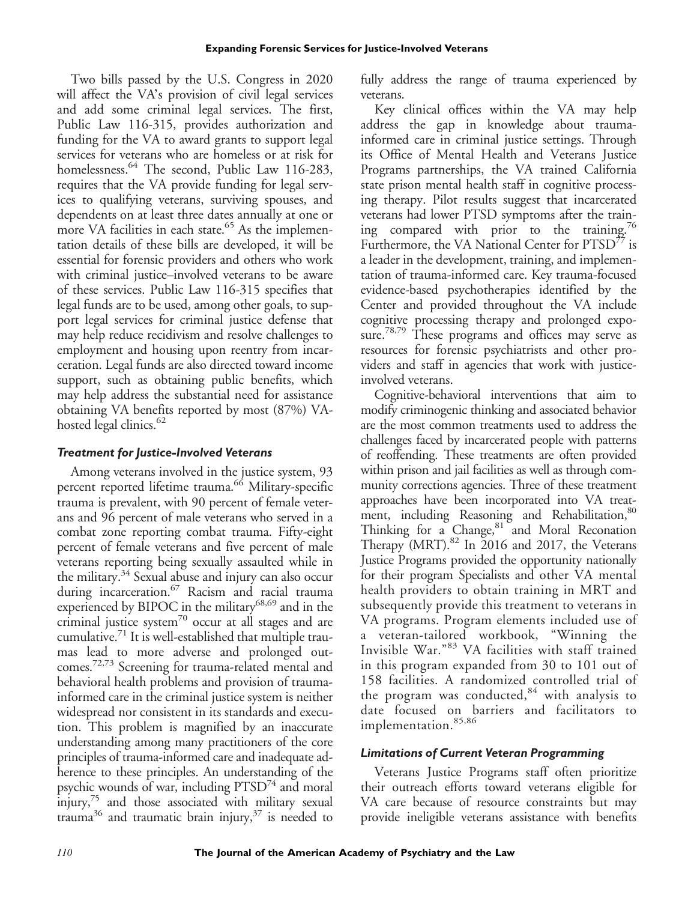Two bills passed by the U.S. Congress in 2020 will affect the VA's provision of civil legal services and add some criminal legal services. The first, Public Law 116-315, provides authorization and funding for the VA to award grants to support legal services for veterans who are homeless or at risk for homelessness.[64] The second, Public Law 116-283, requires that the VA provide funding for legal services to qualifying veterans, surviving spouses, and dependents on at least three dates annually at one or more VA facilities in each state.[65] As the implementation details of these bills are developed, it will be essential for forensic providers and others who work with criminal justice–involved veterans to be aware of these services. Public Law 116-315 specifies that legal funds are to be used, among other goals, to support legal services for criminal justice defense that may help reduce recidivism and resolve challenges to employment and housing upon reentry from incarceration. Legal funds are also directed toward income support, such as obtaining public benefits, which may help address the substantial need for assistance obtaining VA benefits reported by most (87%) VA-hosted legal clinics.[62]

### *Treatment for Justice-Involved Veterans*

Among veterans involved in the justice system, 93 percent reported lifetime trauma.[66] Military-specific trauma is prevalent, with 90 percent of female veterans and 96 percent of male veterans who served in a combat zone reporting combat trauma. Fifty-eight percent of female veterans and five percent of male veterans reporting being sexually assaulted while in the military.[34] Sexual abuse and injury can also occur during incarceration.[67] Racism and racial trauma experienced by BIPOC in the military[68,69] and in the criminal justice system[70] occur at all stages and are cumulative.[71] It is well-established that multiple traumas lead to more adverse and prolonged outcomes.[72,73] Screening for trauma-related mental and behavioral health problems and provision of trauma-informed care in the criminal justice system is neither widespread nor consistent in its standards and execution. This problem is magnified by an inaccurate understanding among many practitioners of the core principles of trauma-informed care and inadequate adherence to these principles. An understanding of the psychic wounds of war, including PTSD[74] and moral injury,[75] and those associated with military sexual trauma[36] and traumatic brain injury,[37] is needed to fully address the range of trauma experienced by veterans.

Key clinical offices within the VA may help address the gap in knowledge about trauma-informed care in criminal justice settings. Through its Office of Mental Health and Veterans Justice Programs partnerships, the VA trained California state prison mental health staff in cognitive processing therapy. Pilot results suggest that incarcerated veterans had lower PTSD symptoms after the training compared with prior to the training.[76] Furthermore, the VA National Center for PTSD[77] is a leader in the development, training, and implementation of trauma-informed care. Key trauma-focused evidence-based psychotherapies identified by the Center and provided throughout the VA include cognitive processing therapy and prolonged exposure.[78,79] These programs and offices may serve as resources for forensic psychiatrists and other providers and staff in agencies that work with justice-involved veterans.

Cognitive-behavioral interventions that aim to modify criminogenic thinking and associated behavior are the most common treatments used to address the challenges faced by incarcerated people with patterns of reoffending. These treatments are often provided within prison and jail facilities as well as through community corrections agencies. Three of these treatment approaches have been incorporated into VA treatment, including Reasoning and Rehabilitation,[80] Thinking for a Change,[81] and Moral Reconation Therapy (MRT).[82] In 2016 and 2017, the Veterans Justice Programs provided the opportunity nationally for their program Specialists and other VA mental health providers to obtain training in MRT and subsequently provide this treatment to veterans in VA programs. Program elements included use of a veteran-tailored workbook, "Winning the Invisible War."[83] VA facilities with staff trained in this program expanded from 30 to 101 out of 158 facilities. A randomized controlled trial of the program was conducted,[84] with analysis to date focused on barriers and facilitators to implementation.[85,86]

### *Limitations of Current Veteran Programming*

Veterans Justice Programs staff often prioritize their outreach efforts toward veterans eligible for VA care because of resource constraints but may provide ineligible veterans assistance with benefits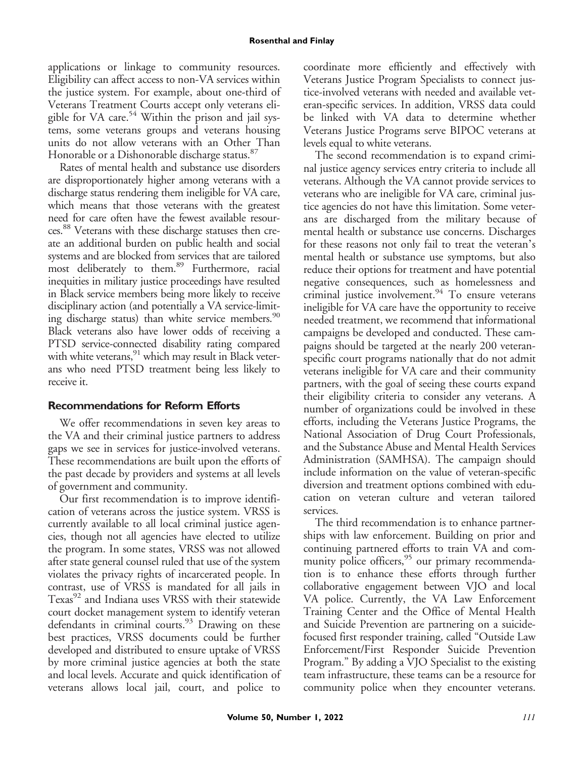applications or linkage to community resources. Eligibility can affect access to non-VA services within the justice system. For example, about one-third of Veterans Treatment Courts accept only veterans eligible for VA care.[54] Within the prison and jail systems, some veterans groups and veterans housing units do not allow veterans with an Other Than Honorable or a Dishonorable discharge status.[87]

Rates of mental health and substance use disorders are disproportionately higher among veterans with a discharge status rendering them ineligible for VA care, which means that those veterans with the greatest need for care often have the fewest available resources.[88] Veterans with these discharge statuses then create an additional burden on public health and social systems and are blocked from services that are tailored most deliberately to them.[89] Furthermore, racial inequities in military justice proceedings have resulted in Black service members being more likely to receive disciplinary action (and potentially a VA service-limiting discharge status) than white service members.[90] Black veterans also have lower odds of receiving a PTSD service-connected disability rating compared with white veterans,[91] which may result in Black veterans who need PTSD treatment being less likely to receive it.

## Recommendations for Reform Efforts

We offer recommendations in seven key areas to the VA and their criminal justice partners to address gaps we see in services for justice-involved veterans. These recommendations are built upon the efforts of the past decade by providers and systems at all levels of government and community.

Our first recommendation is to improve identification of veterans across the justice system. VRSS is currently available to all local criminal justice agencies, though not all agencies have elected to utilize the program. In some states, VRSS was not allowed after state general counsel ruled that use of the system violates the privacy rights of incarcerated people. In contrast, use of VRSS is mandated for all jails in Texas[92] and Indiana uses VRSS with their statewide court docket management system to identify veteran defendants in criminal courts.[93] Drawing on these best practices, VRSS documents could be further developed and distributed to ensure uptake of VRSS by more criminal justice agencies at both the state and local levels. Accurate and quick identification of veterans allows local jail, court, and police to coordinate more efficiently and effectively with Veterans Justice Program Specialists to connect justice-involved veterans with needed and available veteran-specific services. In addition, VRSS data could be linked with VA data to determine whether Veterans Justice Programs serve BIPOC veterans at levels equal to white veterans.

The second recommendation is to expand criminal justice agency services entry criteria to include all veterans. Although the VA cannot provide services to veterans who are ineligible for VA care, criminal justice agencies do not have this limitation. Some veterans are discharged from the military because of mental health or substance use concerns. Discharges for these reasons not only fail to treat the veteran's mental health or substance use symptoms, but also reduce their options for treatment and have potential negative consequences, such as homelessness and criminal justice involvement.[94] To ensure veterans ineligible for VA care have the opportunity to receive needed treatment, we recommend that informational campaigns be developed and conducted. These campaigns should be targeted at the nearly 200 veteran-specific court programs nationally that do not admit veterans ineligible for VA care and their community partners, with the goal of seeing these courts expand their eligibility criteria to consider any veterans. A number of organizations could be involved in these efforts, including the Veterans Justice Programs, the National Association of Drug Court Professionals, and the Substance Abuse and Mental Health Services Administration (SAMHSA). The campaign should include information on the value of veteran-specific diversion and treatment options combined with education on veteran culture and veteran tailored services.

The third recommendation is to enhance partnerships with law enforcement. Building on prior and continuing partnered efforts to train VA and community police officers,[95] our primary recommendation is to enhance these efforts through further collaborative engagement between VJO and local VA police. Currently, the VA Law Enforcement Training Center and the Office of Mental Health and Suicide Prevention are partnering on a suicide-focused first responder training, called "Outside Law Enforcement/First Responder Suicide Prevention Program." By adding a VJO Specialist to the existing team infrastructure, these teams can be a resource for community police when they encounter veterans.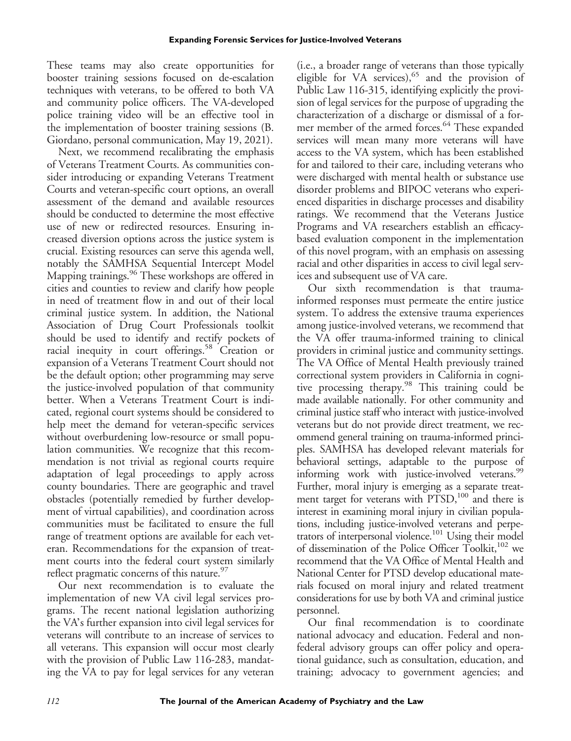These teams may also create opportunities for booster training sessions focused on de-escalation techniques with veterans, to be offered to both VA and community police officers. The VA-developed police training video will be an effective tool in the implementation of booster training sessions (B. Giordano, personal communication, May 19, 2021).

Next, we recommend recalibrating the emphasis of Veterans Treatment Courts. As communities consider introducing or expanding Veterans Treatment Courts and veteran-specific court options, an overall assessment of the demand and available resources should be conducted to determine the most effective use of new or redirected resources. Ensuring increased diversion options across the justice system is crucial. Existing resources can serve this agenda well, notably the SAMHSA Sequential Intercept Model Mapping trainings.[96] These workshops are offered in cities and counties to review and clarify how people in need of treatment flow in and out of their local criminal justice system. In addition, the National Association of Drug Court Professionals toolkit should be used to identify and rectify pockets of racial inequity in court offerings.[58] Creation or expansion of a Veterans Treatment Court should not be the default option; other programming may serve the justice-involved population of that community better. When a Veterans Treatment Court is indicated, regional court systems should be considered to help meet the demand for veteran-specific services without overburdening low-resource or small population communities. We recognize that this recommendation is not trivial as regional courts require adaptation of legal proceedings to apply across county boundaries. There are geographic and travel obstacles (potentially remedied by further development of virtual capabilities), and coordination across communities must be facilitated to ensure the full range of treatment options are available for each veteran. Recommendations for the expansion of treatment courts into the federal court system similarly reflect pragmatic concerns of this nature.[97]

Our next recommendation is to evaluate the implementation of new VA civil legal services programs. The recent national legislation authorizing the VA's further expansion into civil legal services for veterans will contribute to an increase of services to all veterans. This expansion will occur most clearly with the provision of Public Law 116-283, mandating the VA to pay for legal services for any veteran (i.e., a broader range of veterans than those typically eligible for VA services),[65] and the provision of Public Law 116-315, identifying explicitly the provision of legal services for the purpose of upgrading the characterization of a discharge or dismissal of a former member of the armed forces.[64] These expanded services will mean many more veterans will have access to the VA system, which has been established for and tailored to their care, including veterans who were discharged with mental health or substance use disorder problems and BIPOC veterans who experienced disparities in discharge processes and disability ratings. We recommend that the Veterans Justice Programs and VA researchers establish an efficacy-based evaluation component in the implementation of this novel program, with an emphasis on assessing racial and other disparities in access to civil legal services and subsequent use of VA care.

Our sixth recommendation is that trauma-informed responses must permeate the entire justice system. To address the extensive trauma experiences among justice-involved veterans, we recommend that the VA offer trauma-informed training to clinical providers in criminal justice and community settings. The VA Office of Mental Health previously trained correctional system providers in California in cognitive processing therapy.[98] This training could be made available nationally. For other community and criminal justice staff who interact with justice-involved veterans but do not provide direct treatment, we recommend general training on trauma-informed principles. SAMHSA has developed relevant materials for behavioral settings, adaptable to the purpose of informing work with justice-involved veterans.[99] Further, moral injury is emerging as a separate treatment target for veterans with PTSD,[100] and there is interest in examining moral injury in civilian populations, including justice-involved veterans and perpetrators of interpersonal violence.[101] Using their model of dissemination of the Police Officer Toolkit,[102] we recommend that the VA Office of Mental Health and National Center for PTSD develop educational materials focused on moral injury and related treatment considerations for use by both VA and criminal justice personnel.

Our final recommendation is to coordinate national advocacy and education. Federal and nonfederal advisory groups can offer policy and operational guidance, such as consultation, education, and training; advocacy to government agencies; and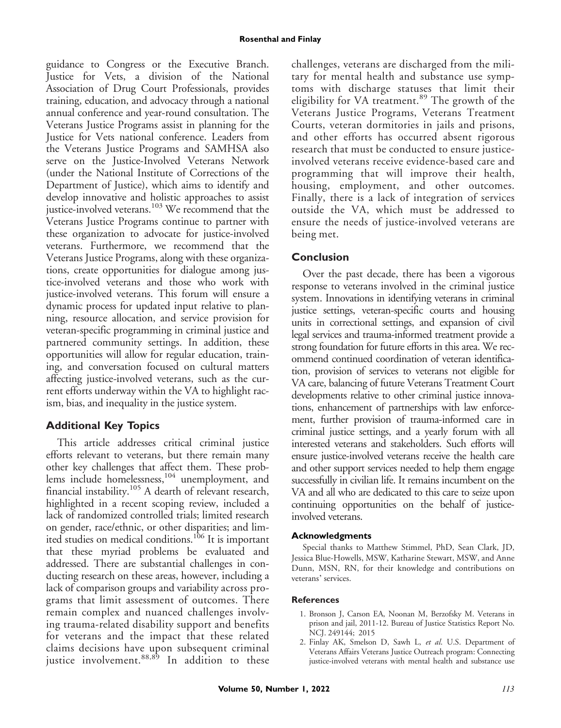guidance to Congress or the Executive Branch. Justice for Vets, a division of the National Association of Drug Court Professionals, provides training, education, and advocacy through a national annual conference and year-round consultation. The Veterans Justice Programs assist in planning for the Justice for Vets national conference. Leaders from the Veterans Justice Programs and SAMHSA also serve on the Justice-Involved Veterans Network (under the National Institute of Corrections of the Department of Justice), which aims to identify and develop innovative and holistic approaches to assist justice-involved veterans.[103] We recommend that the Veterans Justice Programs continue to partner with these organization to advocate for justice-involved veterans. Furthermore, we recommend that the Veterans Justice Programs, along with these organizations, create opportunities for dialogue among justice-involved veterans and those who work with justice-involved veterans. This forum will ensure a dynamic process for updated input relative to planning, resource allocation, and service provision for veteran-specific programming in criminal justice and partnered community settings. In addition, these opportunities will allow for regular education, training, and conversation focused on cultural matters affecting justice-involved veterans, such as the current efforts underway within the VA to highlight racism, bias, and inequality in the justice system.

## Additional Key Topics

This article addresses critical criminal justice efforts relevant to veterans, but there remain many other key challenges that affect them. These problems include homelessness,[104] unemployment, and financial instability.[105] A dearth of relevant research, highlighted in a recent scoping review, included a lack of randomized controlled trials; limited research on gender, race/ethnic, or other disparities; and limited studies on medical conditions.[106] It is important that these myriad problems be evaluated and addressed. There are substantial challenges in conducting research on these areas, however, including a lack of comparison groups and variability across programs that limit assessment of outcomes. There remain complex and nuanced challenges involving trauma-related disability support and benefits for veterans and the impact that these related claims decisions have upon subsequent criminal justice involvement.[88,89] In addition to these challenges, veterans are discharged from the military for mental health and substance use symptoms with discharge statuses that limit their eligibility for VA treatment.[89] The growth of the Veterans Justice Programs, Veterans Treatment Courts, veteran dormitories in jails and prisons, and other efforts has occurred absent rigorous research that must be conducted to ensure justice-involved veterans receive evidence-based care and programming that will improve their health, housing, employment, and other outcomes. Finally, there is a lack of integration of services outside the VA, which must be addressed to ensure the needs of justice-involved veterans are being met.

## Conclusion

Over the past decade, there has been a vigorous response to veterans involved in the criminal justice system. Innovations in identifying veterans in criminal justice settings, veteran-specific courts and housing units in correctional settings, and expansion of civil legal services and trauma-informed treatment provide a strong foundation for future efforts in this area. We recommend continued coordination of veteran identification, provision of services to veterans not eligible for VA care, balancing of future Veterans Treatment Court developments relative to other criminal justice innovations, enhancement of partnerships with law enforcement, further provision of trauma-informed care in criminal justice settings, and a yearly forum with all interested veterans and stakeholders. Such efforts will ensure justice-involved veterans receive the health care and other support services needed to help them engage successfully in civilian life. It remains incumbent on the VA and all who are dedicated to this care to seize upon continuing opportunities on the behalf of justice-involved veterans.

### Acknowledgments

Special thanks to Matthew Stimmel, PhD, Sean Clark, JD, Jessica Blue-Howells, MSW, Katharine Stewart, MSW, and Anne Dunn, MSN, RN, for their knowledge and contributions on veterans' services.

### References

1. Bronson J, Carson EA, Noonan M, Berzofsky M. Veterans in prison and jail, 2011-12. Bureau of Justice Statistics Report No. NCJ. 249144; 2015
2. Finlay AK, Smelson D, Sawh L, *et al*. U.S. Department of Veterans Affairs Veterans Justice Outreach program: Connecting justice-involved veterans with mental health and substance use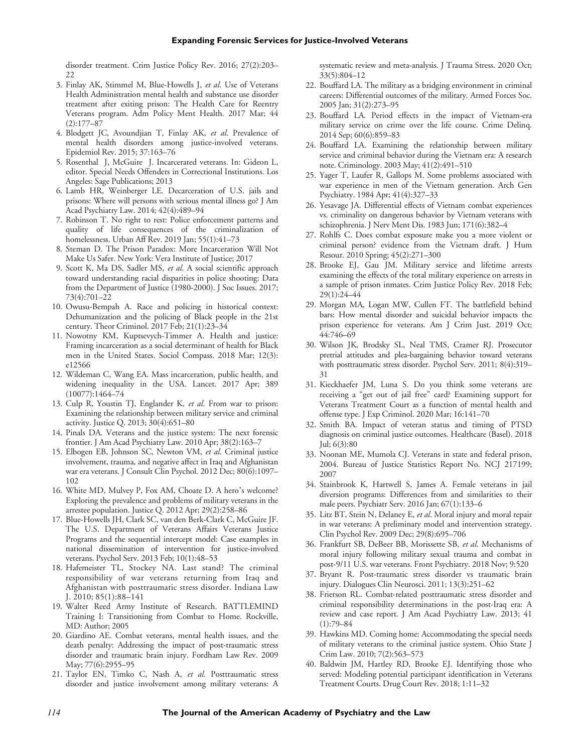disorder treatment. Crim Justice Policy Rev. 2016; 27(2):203–22

3. Finlay AK, Stimmel M, Blue-Howells J, *et al*. Use of Veterans Health Administration mental health and substance use disorder treatment after exiting prison: The Health Care for Reentry Veterans program. Adm Policy Ment Health. 2017 Mar; 44 (2):177–87
4. Blodgett JC, Avoundjian T, Finlay AK, *et al*. Prevalence of mental health disorders among justice-involved veterans. Epidemiol Rev. 2015; 37:163–76
5. Rosenthal J, McGuire J. Incarcerated veterans. In: Gideon L, editor. Special Needs Offenders in Correctional Institutions. Los Angeles: Sage Publications; 2013
6. Lamb HR, Weinberger LE. Decarceration of U.S. jails and prisons: Where will persons with serious mental illness go? J Am Acad Psychiatry Law. 2014; 42(4):489–94
7. Robinson T. No right to rest: Police enforcement patterns and quality of life consequences of the criminalization of homelessness. Urban Aff Rev. 2019 Jan; 55(1):41–73
8. Steman D. The Prison Paradox: More Incarceration Will Not Make Us Safer. New York: Vera Institute of Justice; 2017
9. Scott K, Ma DS, Sadler MS, *et al*. A social scientific approach toward understanding racial disparities in police shooting: Data from the Department of Justice (1980-2000). J Soc Issues. 2017; 73(4):701–22
10. Owusu-Bempah A. Race and policing in historical context: Dehumanization and the policing of Black people in the 21st century. Theor Criminol. 2017 Feb; 21(1):23–34
11. Nowotny KM, Kuptsevych-Timmer A. Health and justice: Framing incarceration as a social determinant of health for Black men in the United States. Sociol Compass. 2018 Mar; 12(3): e12566
12. Wildeman C, Wang EA. Mass incarceration, public health, and widening inequality in the USA. Lancet. 2017 Apr; 389 (10077):1464–74
13. Culp R, Youstin TJ, Englander K, *et al*. From war to prison: Examining the relationship between military service and criminal activity. Justice Q. 2013; 30(4):651–80
14. Pinals DA. Veterans and the justice system: The next forensic frontier. J Am Acad Psychiatry Law. 2010 Apr; 38(2):163–7
15. Elbogen EB, Johnson SC, Newton VM, *et al*. Criminal justice involvement, trauma, and negative affect in Iraq and Afghanistan war era veterans. J Consult Clin Psychol. 2012 Dec; 80(6):1097–102
16. White MD, Mulvey P, Fox AM, Choate D. A hero's welcome? Exploring the prevalence and problems of military veterans in the arrestee population. Justice Q. 2012 Apr; 29(2):258–86
17. Blue-Howells JH, Clark SC, van den Berk-Clark C, McGuire JF. The U.S. Department of Veterans Affairs Veterans Justice Programs and the sequential intercept model: Case examples in national dissemination of intervention for justice-involved veterans. Psychol Serv. 2013 Feb; 10(1):48–53
18. Hafemeister TL, Stockey NA. Last stand? The criminal responsibility of war veterans returning from Iraq and Afghanistan with posttraumatic stress disorder. Indiana Law J. 2010; 85(1):88–141
19. Walter Reed Army Institute of Research. BATTLEMIND Training I: Transitioning from Combat to Home. Rockville, MD: Author; 2005
20. Giardino AE. Combat veterans, mental health issues, and the death penalty: Addressing the impact of post-traumatic stress disorder and traumatic brain injury. Fordham Law Rev. 2009 May; 77(6):2955–95
21. Taylor EN, Timko C, Nash A, *et al*. Posttraumatic stress disorder and justice involvement among military veterans: A systematic review and meta-analysis. J Trauma Stress. 2020 Oct; 33(5):804–12
22. Bouffard LA. The military as a bridging environment in criminal careers: Differential outcomes of the military. Armed Forces Soc. 2005 Jan; 31(2):273–95
23. Bouffard LA. Period effects in the impact of Vietnam-era military service on crime over the life course. Crime Delinq. 2014 Sep; 60(6):859–83
24. Bouffard LA. Examining the relationship between military service and criminal behavior during the Vietnam era: A research note. Criminology. 2003 May; 41(2):491–510
25. Yager T, Laufer R, Gallops M. Some problems associated with war experience in men of the Vietnam generation. Arch Gen Psychiatry. 1984 Apr; 41(4):327–33
26. Yesavage JA. Differential effects of Vietnam combat experiences vs. criminality on dangerous behavior by Vietnam veterans with schizophrenia. J Nerv Ment Dis. 1983 Jun; 171(6):382–4
27. Rohlfs C. Does combat exposure make you a more violent or criminal person? evidence from the Vietnam draft. J Hum Resour. 2010 Spring; 45(2):271–300
28. Brooke EJ, Gau JM. Military service and lifetime arrests examining the effects of the total military experience on arrests in a sample of prison inmates. Crim Justice Policy Rev. 2018 Feb; 29(1):24–44
29. Morgan MA, Logan MW, Cullen FT. The battlefield behind bars: How mental disorder and suicidal behavior impacts the prison experience for veterans. Am J Crim Just. 2019 Oct; 44:746–69
30. Wilson JK, Brodsky SL, Neal TMS, Cramer RJ. Prosecutor pretrial attitudes and plea-bargaining behavior toward veterans with posttraumatic stress disorder. Psychol Serv. 2011; 8(4):319–31
31. Kieckhaefer JM, Luna S. Do you think some veterans are receiving a "get out of jail free" card? Examining support for Veterans Treatment Court as a function of mental health and offense type. J Exp Criminol. 2020 Mar; 16:141–70
32. Smith BA. Impact of veteran status and timing of PTSD diagnosis on criminal justice outcomes. Healthcare (Basel). 2018 Jul; 6(3):80
33. Noonan ME, Mumola CJ. Veterans in state and federal prison, 2004. Bureau of Justice Statistics Report No. NCJ 217199; 2007
34. Stainbrook K, Hartwell S, James A. Female veterans in jail diversion programs: Differences from and similarities to their male peers. Psychiatr Serv. 2016 Jan; 67(1):133–6
35. Litz BT, Stein N, Delaney E, *et al*. Moral injury and moral repair in war veterans: A preliminary model and intervention strategy. Clin Psychol Rev. 2009 Dec; 29(8):695–706
36. Frankfurt SB, DeBeer BB, Morissette SB, *et al*. Mechanisms of moral injury following military sexual trauma and combat in post-9/11 U.S. war veterans. Front Psychiatry. 2018 Nov; 9:520
37. Bryant R. Post-traumatic stress disorder vs traumatic brain injury. Dialogues Clin Neurosci. 2011; 13(3):251–62
38. Frierson RL. Combat-related posttraumatic stress disorder and criminal responsibility determinations in the post-Iraq era: A review and case report. J Am Acad Psychiatry Law. 2013; 41 (1):79–84
39. Hawkins MD. Coming home: Accommodating the special needs of military veterans to the criminal justice system. Ohio State J Crim Law. 2010; 7(2):563–573
40. Baldwin JM, Hartley RD, Brooke EJ. Identifying those who served: Modeling potential participant identification in Veterans Treatment Courts. Drug Court Rev. 2018; 1:11–32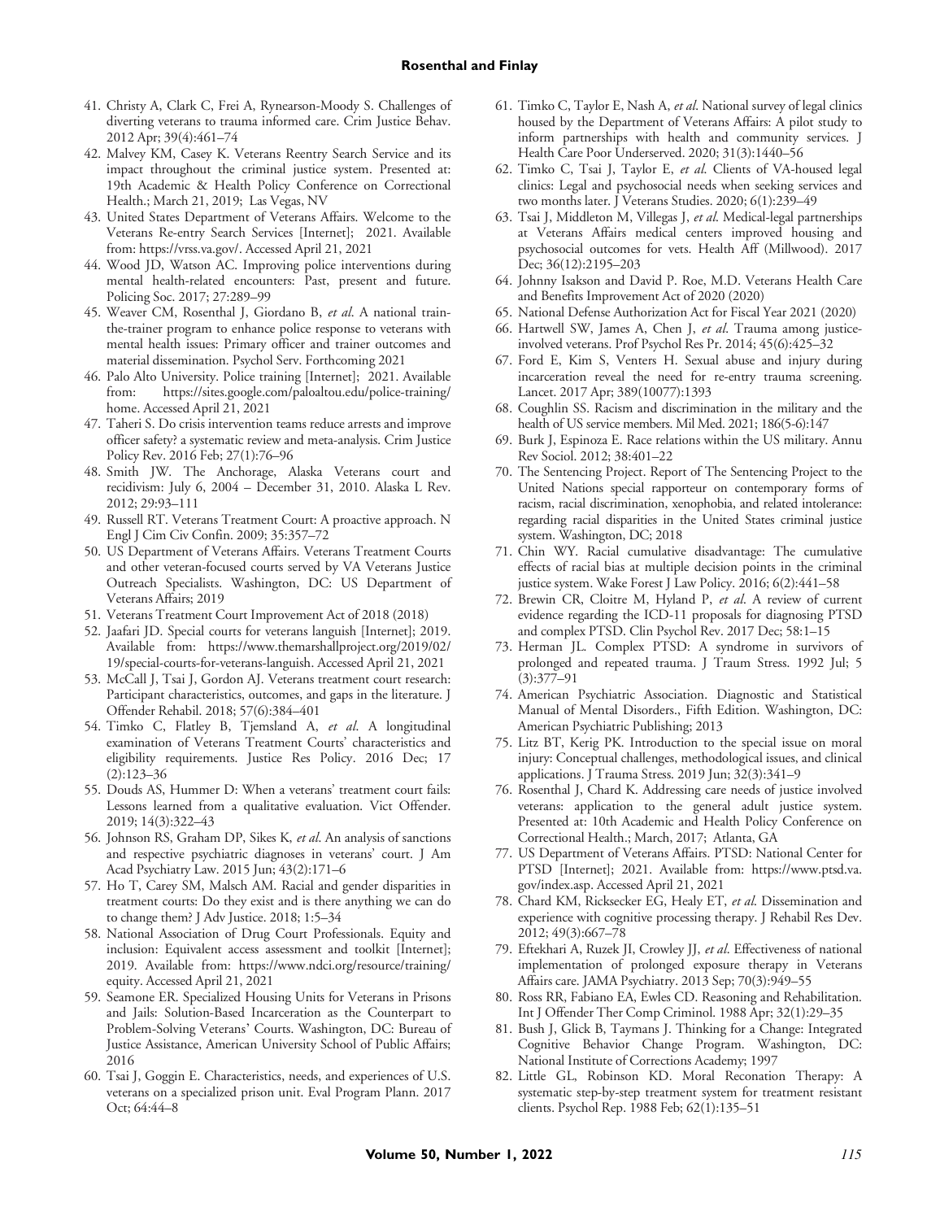41. Christy A, Clark C, Frei A, Rynearson-Moody S. Challenges of diverting veterans to trauma informed care. Crim Justice Behav. 2012 Apr; 39(4):461–74
42. Malvey KM, Casey K. Veterans Reentry Search Service and its impact throughout the criminal justice system. Presented at: 19th Academic & Health Policy Conference on Correctional Health.; March 21, 2019; Las Vegas, NV
43. United States Department of Veterans Affairs. Welcome to the Veterans Re-entry Search Services [Internet]; 2021. Available from: https://vrss.va.gov/. Accessed April 21, 2021
44. Wood JD, Watson AC. Improving police interventions during mental health-related encounters: Past, present and future. Policing Soc. 2017; 27:289–99
45. Weaver CM, Rosenthal J, Giordano B, *et al*. A national train-the-trainer program to enhance police response to veterans with mental health issues: Primary officer and trainer outcomes and material dissemination. Psychol Serv. Forthcoming 2021
46. Palo Alto University. Police training [Internet]; 2021. Available from: https://sites.google.com/paloaltou.edu/police-training/home. Accessed April 21, 2021
47. Taheri S. Do crisis intervention teams reduce arrests and improve officer safety? a systematic review and meta-analysis. Crim Justice Policy Rev. 2016 Feb; 27(1):76–96
48. Smith JW. The Anchorage, Alaska Veterans court and recidivism: July 6, 2004 – December 31, 2010. Alaska L Rev. 2012; 29:93–111
49. Russell RT. Veterans Treatment Court: A proactive approach. N Engl J Cim Civ Confin. 2009; 35:357–72
50. US Department of Veterans Affairs. Veterans Treatment Courts and other veteran-focused courts served by VA Veterans Justice Outreach Specialists. Washington, DC: US Department of Veterans Affairs; 2019
51. Veterans Treatment Court Improvement Act of 2018 (2018)
52. Jaafari JD. Special courts for veterans languish [Internet]; 2019. Available from: https://www.themarshallproject.org/2019/02/19/special-courts-for-veterans-languish. Accessed April 21, 2021
53. McCall J, Tsai J, Gordon AJ. Veterans treatment court research: Participant characteristics, outcomes, and gaps in the literature. J Offender Rehabil. 2018; 57(6):384–401
54. Timko C, Flatley B, Tjemsland A, *et al*. A longitudinal examination of Veterans Treatment Courts' characteristics and eligibility requirements. Justice Res Policy. 2016 Dec; 17 (2):123–36
55. Douds AS, Hummer D: When a veterans' treatment court fails: Lessons learned from a qualitative evaluation. Vict Offender. 2019; 14(3):322–43
56. Johnson RS, Graham DP, Sikes K, *et al*. An analysis of sanctions and respective psychiatric diagnoses in veterans' court. J Am Acad Psychiatry Law. 2015 Jun; 43(2):171–6
57. Ho T, Carey SM, Malsch AM. Racial and gender disparities in treatment courts: Do they exist and is there anything we can do to change them? J Adv Justice. 2018; 1:5–34
58. National Association of Drug Court Professionals. Equity and inclusion: Equivalent access assessment and toolkit [Internet]; 2019. Available from: https://www.ndci.org/resource/training/equity. Accessed April 21, 2021
59. Seamone ER. Specialized Housing Units for Veterans in Prisons and Jails: Solution-Based Incarceration as the Counterpart to Problem-Solving Veterans' Courts. Washington, DC: Bureau of Justice Assistance, American University School of Public Affairs; 2016
60. Tsai J, Goggin E. Characteristics, needs, and experiences of U.S. veterans on a specialized prison unit. Eval Program Plann. 2017 Oct; 64:44–8
61. Timko C, Taylor E, Nash A, *et al*. National survey of legal clinics housed by the Department of Veterans Affairs: A pilot study to inform partnerships with health and community services. J Health Care Poor Underserved. 2020; 31(3):1440–56
62. Timko C, Tsai J, Taylor E, *et al*. Clients of VA-housed legal clinics: Legal and psychosocial needs when seeking services and two months later. J Veterans Studies. 2020; 6(1):239–49
63. Tsai J, Middleton M, Villegas J, *et al*. Medical-legal partnerships at Veterans Affairs medical centers improved housing and psychosocial outcomes for vets. Health Aff (Millwood). 2017 Dec; 36(12):2195–203
64. Johnny Isakson and David P. Roe, M.D. Veterans Health Care and Benefits Improvement Act of 2020 (2020)
65. National Defense Authorization Act for Fiscal Year 2021 (2020)
66. Hartwell SW, James A, Chen J, *et al*. Trauma among justice-involved veterans. Prof Psychol Res Pr. 2014; 45(6):425–32
67. Ford E, Kim S, Venters H. Sexual abuse and injury during incarceration reveal the need for re-entry trauma screening. Lancet. 2017 Apr; 389(10077):1393
68. Coughlin SS. Racism and discrimination in the military and the health of US service members. Mil Med. 2021; 186(5-6):147
69. Burk J, Espinoza E. Race relations within the US military. Annu Rev Sociol. 2012; 38:401–22
70. The Sentencing Project. Report of The Sentencing Project to the United Nations special rapporteur on contemporary forms of racism, racial discrimination, xenophobia, and related intolerance: regarding racial disparities in the United States criminal justice system. Washington, DC; 2018
71. Chin WY. Racial cumulative disadvantage: The cumulative effects of racial bias at multiple decision points in the criminal justice system. Wake Forest J Law Policy. 2016; 6(2):441–58
72. Brewin CR, Cloitre M, Hyland P, *et al*. A review of current evidence regarding the ICD-11 proposals for diagnosing PTSD and complex PTSD. Clin Psychol Rev. 2017 Dec; 58:1–15
73. Herman JL. Complex PTSD: A syndrome in survivors of prolonged and repeated trauma. J Traum Stress. 1992 Jul; 5 (3):377–91
74. American Psychiatric Association. Diagnostic and Statistical Manual of Mental Disorders., Fifth Edition. Washington, DC: American Psychiatric Publishing; 2013
75. Litz BT, Kerig PK. Introduction to the special issue on moral injury: Conceptual challenges, methodological issues, and clinical applications. J Trauma Stress. 2019 Jun; 32(3):341–9
76. Rosenthal J, Chard K. Addressing care needs of justice involved veterans: application to the general adult justice system. Presented at: 10th Academic and Health Policy Conference on Correctional Health.; March, 2017; Atlanta, GA
77. US Department of Veterans Affairs. PTSD: National Center for PTSD [Internet]; 2021. Available from: https://www.ptsd.va.gov/index.asp. Accessed April 21, 2021
78. Chard KM, Ricksecker EG, Healy ET, *et al*. Dissemination and experience with cognitive processing therapy. J Rehabil Res Dev. 2012; 49(3):667–78
79. Eftekhari A, Ruzek JI, Crowley JJ, *et al*. Effectiveness of national implementation of prolonged exposure therapy in Veterans Affairs care. JAMA Psychiatry. 2013 Sep; 70(3):949–55
80. Ross RR, Fabiano EA, Ewles CD. Reasoning and Rehabilitation. Int J Offender Ther Comp Criminol. 1988 Apr; 32(1):29–35
81. Bush J, Glick B, Taymans J. Thinking for a Change: Integrated Cognitive Behavior Change Program. Washington, DC: National Institute of Corrections Academy; 1997
82. Little GL, Robinson KD. Moral Reconation Therapy: A systematic step-by-step treatment system for treatment resistant clients. Psychol Rep. 1988 Feb; 62(1):135–51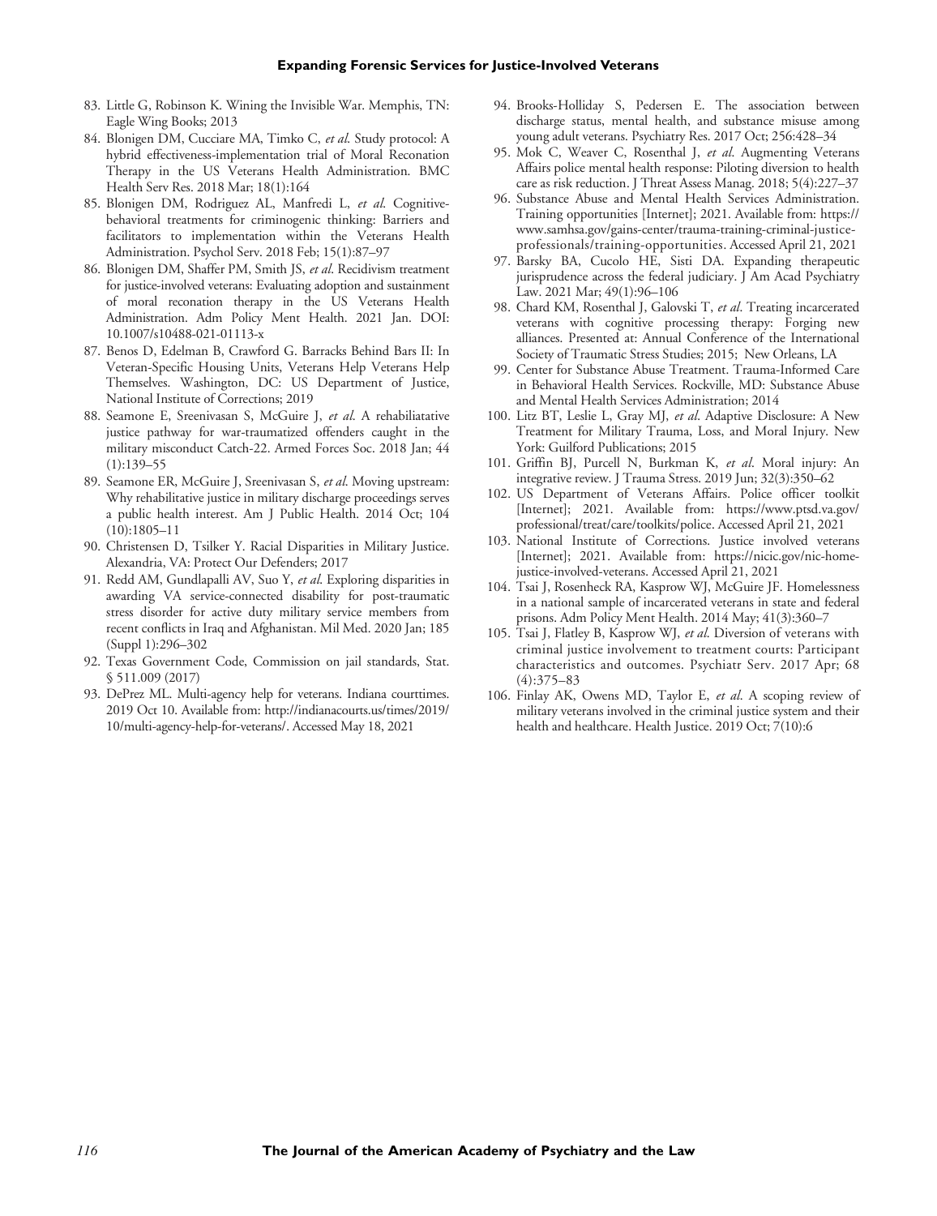83. Little G, Robinson K. Wining the Invisible War. Memphis, TN: Eagle Wing Books; 2013
84. Blonigen DM, Cucciare MA, Timko C, *et al*. Study protocol: A hybrid effectiveness-implementation trial of Moral Reconation Therapy in the US Veterans Health Administration. BMC Health Serv Res. 2018 Mar; 18(1):164
85. Blonigen DM, Rodriguez AL, Manfredi L, *et al*. Cognitive-behavioral treatments for criminogenic thinking: Barriers and facilitators to implementation within the Veterans Health Administration. Psychol Serv. 2018 Feb; 15(1):87–97
86. Blonigen DM, Shaffer PM, Smith JS, *et al*. Recidivism treatment for justice-involved veterans: Evaluating adoption and sustainment of moral reconation therapy in the US Veterans Health Administration. Adm Policy Ment Health. 2021 Jan. DOI: 10.1007/s10488-021-01113-x
87. Benos D, Edelman B, Crawford G. Barracks Behind Bars II: In Veteran-Specific Housing Units, Veterans Help Veterans Help Themselves. Washington, DC: US Department of Justice, National Institute of Corrections; 2019
88. Seamone E, Sreenivasan S, McGuire J, *et al*. A rehabiliatative justice pathway for war-traumatized offenders caught in the military misconduct Catch-22. Armed Forces Soc. 2018 Jan; 44 (1):139–55
89. Seamone ER, McGuire J, Sreenivasan S, *et al*. Moving upstream: Why rehabilitative justice in military discharge proceedings serves a public health interest. Am J Public Health. 2014 Oct; 104 (10):1805–11
90. Christensen D, Tsilker Y. Racial Disparities in Military Justice. Alexandria, VA: Protect Our Defenders; 2017
91. Redd AM, Gundlapalli AV, Suo Y, *et al*. Exploring disparities in awarding VA service-connected disability for post-traumatic stress disorder for active duty military service members from recent conflicts in Iraq and Afghanistan. Mil Med. 2020 Jan; 185 (Suppl 1):296–302
92. Texas Government Code, Commission on jail standards, Stat. § 511.009 (2017)
93. DePrez ML. Multi-agency help for veterans. Indiana courttimes. 2019 Oct 10. Available from: http://indianacourts.us/times/2019/10/multi-agency-help-for-veterans/. Accessed May 18, 2021
94. Brooks-Holliday S, Pedersen E. The association between discharge status, mental health, and substance misuse among young adult veterans. Psychiatry Res. 2017 Oct; 256:428–34
95. Mok C, Weaver C, Rosenthal J, *et al*. Augmenting Veterans Affairs police mental health response: Piloting diversion to health care as risk reduction. J Threat Assess Manag. 2018; 5(4):227–37
96. Substance Abuse and Mental Health Services Administration. Training opportunities [Internet]; 2021. Available from: https://www.samhsa.gov/gains-center/trauma-training-criminal-justice-professionals/training-opportunities. Accessed April 21, 2021
97. Barsky BA, Cucolo HE, Sisti DA. Expanding therapeutic jurisprudence across the federal judiciary. J Am Acad Psychiatry Law. 2021 Mar; 49(1):96–106
98. Chard KM, Rosenthal J, Galovski T, *et al*. Treating incarcerated veterans with cognitive processing therapy: Forging new alliances. Presented at: Annual Conference of the International Society of Traumatic Stress Studies; 2015; New Orleans, LA
99. Center for Substance Abuse Treatment. Trauma-Informed Care in Behavioral Health Services. Rockville, MD: Substance Abuse and Mental Health Services Administration; 2014
100. Litz BT, Leslie L, Gray MJ, *et al*. Adaptive Disclosure: A New Treatment for Military Trauma, Loss, and Moral Injury. New York: Guilford Publications; 2015
101. Griffin BJ, Purcell N, Burkman K, *et al*. Moral injury: An integrative review. J Trauma Stress. 2019 Jun; 32(3):350–62
102. US Department of Veterans Affairs. Police officer toolkit [Internet]; 2021. Available from: https://www.ptsd.va.gov/professional/treat/care/toolkits/police. Accessed April 21, 2021
103. National Institute of Corrections. Justice involved veterans [Internet]; 2021. Available from: https://nicic.gov/nic-home-justice-involved-veterans. Accessed April 21, 2021
104. Tsai J, Rosenheck RA, Kasprow WJ, McGuire JF. Homelessness in a national sample of incarcerated veterans in state and federal prisons. Adm Policy Ment Health. 2014 May; 41(3):360–7
105. Tsai J, Flatley B, Kasprow WJ, *et al*. Diversion of veterans with criminal justice involvement to treatment courts: Participant characteristics and outcomes. Psychiatr Serv. 2017 Apr; 68 (4):375–83
106. Finlay AK, Owens MD, Taylor E, *et al*. A scoping review of military veterans involved in the criminal justice system and their health and healthcare. Health Justice. 2019 Oct; 7(10):6